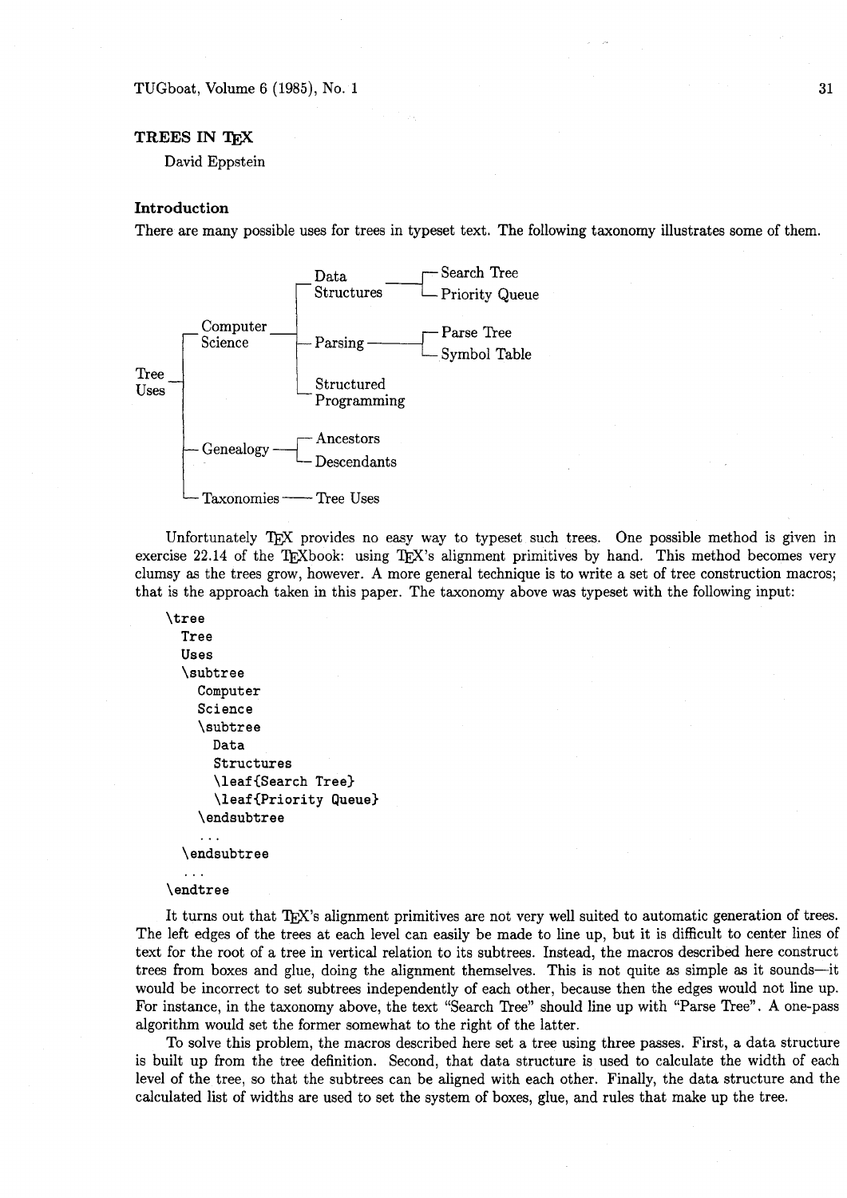# TREES IN TEX

David Eppstein

## Introduction

There are many possible uses for trees in typeset text. The following taxonomy illustrates some of them.

```
                          Data          ┌─ Search Tree
                        ┌─Structures ───┤
                        │               └─ Priority Queue
            Computer    │
          ┌─Science ────┼─ Parsing ─────┌─ Parse Tree
          │             │               └─ Symbol Table
Tree      │             │
Uses ─────┤             └─ Structured
          │                Programming
          │
          ├─ Genealogy ─┌─ Ancestors
          │             └─ Descendants
          │
          └─ Taxonomies ─── Tree Uses
```

Unfortunately TEX provides no easy way to typeset such trees. One possible method is given in exercise 22.14 of the TEXbook: using TEX's alignment primitives by hand. This method becomes very clumsy as the trees grow, however. A more general technique is to write a set of tree construction macros; that is the approach taken in this paper. The taxonomy above was typeset with the following input:

```
\tree
  Tree
  Uses
  \subtree
    Computer
    Science
    \subtree
      Data
      Structures
      \leaf{Search Tree}
      \leaf{Priority Queue}
    \endsubtree
    ...
  \endsubtree
  ...
\endtree
```

It turns out that TEX's alignment primitives are not very well suited to automatic generation of trees. The left edges of the trees at each level can easily be made to line up, but it is difficult to center lines of text for the root of a tree in vertical relation to its subtrees. Instead, the macros described here construct trees from boxes and glue, doing the alignment themselves. This is not quite as simple as it sounds—it would be incorrect to set subtrees independently of each other, because then the edges would not line up. For instance, in the taxonomy above, the text "Search Tree" should line up with "Parse Tree". A one-pass algorithm would set the former somewhat to the right of the latter.

To solve this problem, the macros described here set a tree using three passes. First, a data structure is built up from the tree definition. Second, that data structure is used to calculate the width of each level of the tree, so that the subtrees can be aligned with each other. Finally, the data structure and the calculated list of widths are used to set the system of boxes, glue, and rules that make up the tree.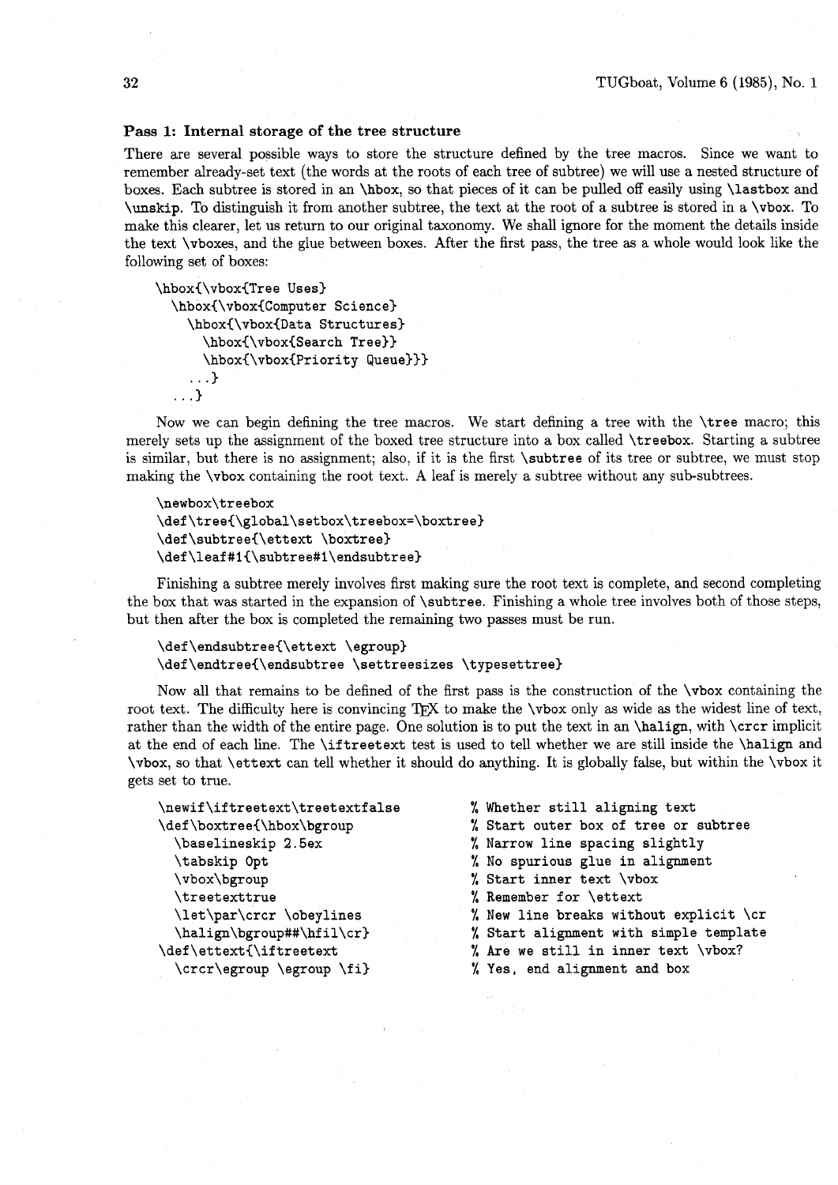### Pass 1: Internal storage of the tree structure

There are several possible ways to store the structure defined by the tree macros. Since we want to remember already-set text (the words at the roots of each tree of subtree) we will use a nested structure of boxes. Each subtree is stored in an `\hbox`, so that pieces of it can be pulled off easily using `\lastbox` and `\unskip`. To distinguish it from another subtree, the text at the root of a subtree is stored in a `\vbox`. To make this clearer, let us return to our original taxonomy. We shall ignore for the moment the details inside the text `\vboxes`, and the glue between boxes. After the first pass, the tree as a whole would look like the following set of boxes:

```
\hbox{\vbox{Tree Uses}
  \hbox{\vbox{Computer Science}
    \hbox{\vbox{Data Structures}
      \hbox{\vbox{Search Tree}}
      \hbox{\vbox{Priority Queue}}}
    ...}
  ...}
```

Now we can begin defining the tree macros. We start defining a tree with the `\tree` macro; this merely sets up the assignment of the boxed tree structure into a box called `\treebox`. Starting a subtree is similar, but there is no assignment; also, if it is the first `\subtree` of its tree or subtree, we must stop making the `\vbox` containing the root text. A leaf is merely a subtree without any sub-subtrees.

```
\newbox\treebox
\def\tree{\global\setbox\treebox=\boxtree}
\def\subtree{\ettext \boxtree}
\def\leaf#1{\subtree#1\endsubtree}
```

Finishing a subtree merely involves first making sure the root text is complete, and second completing the box that was started in the expansion of `\subtree`. Finishing a whole tree involves both of those steps, but then after the box is completed the remaining two passes must be run.

```
\def\endsubtree{\ettext \egroup}
\def\endtree{\endsubtree \settreesizes \typesettree}
```

Now all that remains to be defined of the first pass is the construction of the `\vbox` containing the root text. The difficulty here is convincing TeX to make the `\vbox` only as wide as the widest line of text, rather than the width of the entire page. One solution is to put the text in an `\halign`, with `\crcr` implicit at the end of each line. The `\iftreetext` test is used to tell whether we are still inside the `\halign` and `\vbox`, so that `\ettext` can tell whether it should do anything. It is globally false, but within the `\vbox` it gets set to true.

```
\newif\iftreetext\treetextfalse         % Whether still aligning text
\def\boxtree{\hbox\bgroup               % Start outer box of tree or subtree
  \baselineskip 2.5ex                   % Narrow line spacing slightly
  \tabskip 0pt                          % No spurious glue in alignment
  \vbox\bgroup                          % Start inner text \vbox
  \treetexttrue                         % Remember for \ettext
  \let\par\crcr \obeylines              % New line breaks without explicit \cr
  \halign\bgroup##\hfil\cr}             % Start alignment with simple template
\def\ettext{\iftreetext                 % Are we still in inner text \vbox?
  \crcr\egroup \egroup \fi}             % Yes, end alignment and box
```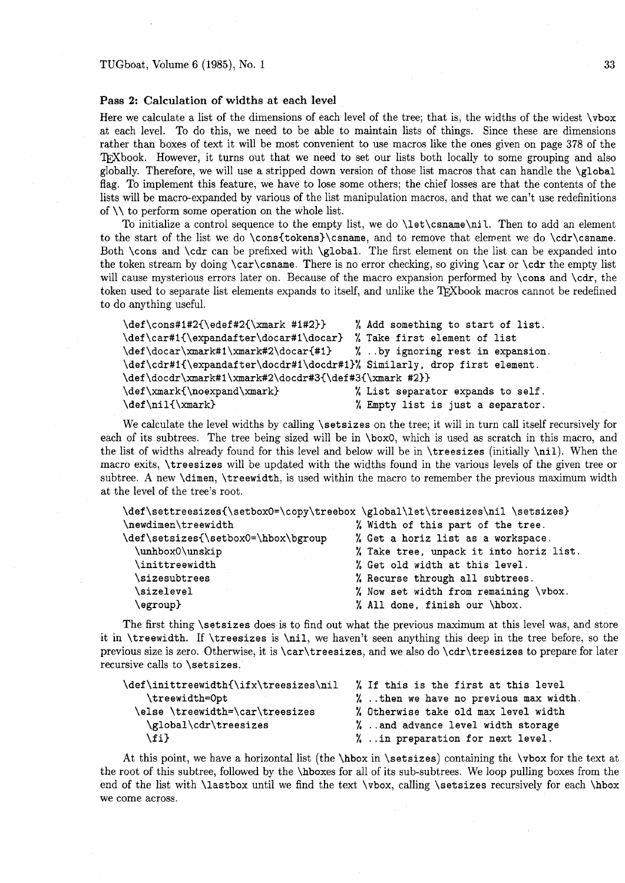### Pass 2: Calculation of widths at each level

Here we calculate a list of the dimensions of each level of the tree; that is, the widths of the widest `\vbox` at each level. To do this, we need to be able to maintain lists of things. Since these are dimensions rather than boxes of text it will be most convenient to use macros like the ones given on page 378 of the TeXbook. However, it turns out that we need to set our lists both locally to some grouping and also globally. Therefore, we will use a stripped down version of those list macros that can handle the `\global` flag. To implement this feature, we have to lose some others; the chief losses are that the contents of the lists will be macro-expanded by various of the list manipulation macros, and that we can't use redefinitions of `\\` to perform some operation on the whole list.

To initialize a control sequence to the empty list, we do `\let\csname\nil`. Then to add an element to the start of the list we do `\cons{tokens}\csname`, and to remove that element we do `\cdr\csname`. Both `\cons` and `\cdr` can be prefixed with `\global`. The first element on the list can be expanded into the token stream by doing `\car\csname`. There is no error checking, so giving `\car` or `\cdr` the empty list will cause mysterious errors later on. Because of the macro expansion performed by `\cons` and `\cdr`, the token used to separate list elements expands to itself, and unlike the TeXbook macros cannot be redefined to do anything useful.

```
\def\cons#1#2{\edef#2{\xmark #1#2}}       % Add something to start of list.
\def\car#1{\expandafter\docar#1\docar}    % Take first element of list
\def\docar\xmark#1\xmark#2\docar{#1}      % ..by ignoring rest in expansion.
\def\cdr#1{\expandafter\docdr#1\docdr#1}% Similarly, drop first element.
\def\docdr\xmark#1\xmark#2\docdr#3{\def#3{\xmark #2}}
\def\xmark{\noexpand\xmark}               % List separator expands to self.
\def\nil{\xmark}                          % Empty list is just a separator.
```

We calculate the level widths by calling `\setsizes` on the tree; it will in turn call itself recursively for each of its subtrees. The tree being sized will be in `\box0`, which is used as scratch in this macro, and the list of widths already found for this level and below will be in `\treesizes` (initially `\nil`). When the macro exits, `\treesizes` will be updated with the widths found in the various levels of the given tree or subtree. A new `\dimen`, `\treewidth`, is used within the macro to remember the previous maximum width at the level of the tree's root.

```
\def\settreesizes{\setbox0=\copy\treebox \global\let\treesizes\nil \setsizes}
\newdimen\treewidth                       % Width of this part of the tree.
\def\setsizes{\setbox0=\hbox\bgroup       % Get a horiz list as a workspace.
  \unhbox0\unskip                         % Take tree, unpack it into horiz list.
  \inittreewidth                          % Get old width at this level.
  \sizesubtrees                           % Recurse through all subtrees.
  \sizelevel                              % Now set width from remaining \vbox.
  \egroup}                                % All done, finish our \hbox.
```

The first thing `\setsizes` does is to find out what the previous maximum at this level was, and store it in `\treewidth`. If `\treesizes` is `\nil`, we haven't seen anything this deep in the tree before, so the previous size is zero. Otherwise, it is `\car\treesizes`, and we also do `\cdr\treesizes` to prepare for later recursive calls to `\setsizes`.

```
\def\inittreewidth{\ifx\treesizes\nil     % If this is the first at this level
    \treewidth=0pt                        % ..then we have no previous max width.
  \else \treewidth=\car\treesizes         % Otherwise take old max level width
    \global\cdr\treesizes                 % ..and advance level width storage
    \fi}                                  % ..in preparation for next level.
```

At this point, we have a horizontal list (the `\hbox` in `\setsizes`) containing the `\vbox` for the text at the root of this subtree, followed by the `\hbox`es for all of its sub-subtrees. We loop pulling boxes from the end of the list with `\lastbox` until we find the text `\vbox`, calling `\setsizes` recursively for each `\hbox` we come across.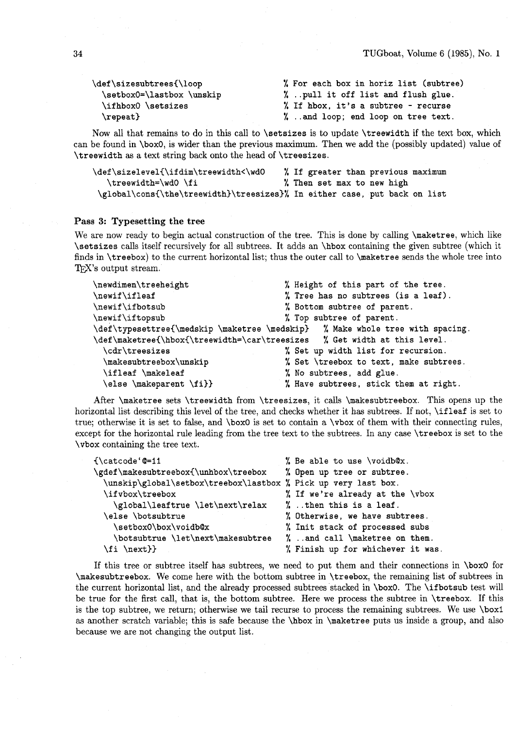```
\def\sizesubtrees{\loop                % For each box in horiz list (subtree)
  \setbox0=\lastbox \unskip            % ..pull it off list and flush glue.
  \ifhbox0 \setsizes                   % If hbox, it's a subtree - recurse
  \repeat}                             % ..and loop; end loop on tree text.
```

Now all that remains to do in this call to `\setsizes` is to update `\treewidth` if the text box, which can be found in `\box0`, is wider than the previous maximum. Then we add the (possibly updated) value of `\treewidth` as a text string back onto the head of `\treesizes`.

```
\def\sizelevel{\ifdim\treewidth<\wd0    % If greater than previous maximum
    \treewidth=\wd0 \fi                 % Then set max to new high
 \global\cons{\the\treewidth}\treesizes}% In either case, put back on list
```

### Pass 3: Typesetting the tree

We are now ready to begin actual construction of the tree. This is done by calling `\maketree`, which like `\setsizes` calls itself recursively for all subtrees. It adds an `\hbox` containing the given subtree (which it finds in `\treebox`) to the current horizontal list; thus the outer call to `\maketree` sends the whole tree into TeX's output stream.

```
\newdimen\treeheight                    % Height of this part of the tree.
\newif\ifleaf                           % Tree has no subtrees (is a leaf).
\newif\ifbotsub                         % Bottom subtree of parent.
\newif\iftopsub                         % Top subtree of parent.
\def\typesettree{\medskip \maketree \medskip}  % Make whole tree with spacing.
\def\maketree{\hbox{\treewidth=\car\treesizes  % Get width at this level.
  \cdr\treesizes                        % Set up width list for recursion.
  \makesubtreebox\unskip                % Set \treebox to text, make subtrees.
  \ifleaf \makeleaf                     % No subtrees, add glue.
  \else \makeparent \fi}}               % Have subtrees, stick them at right.
```

After `\maketree` sets `\treewidth` from `\treesizes`, it calls `\makesubtreebox`. This opens up the horizontal list describing this level of the tree, and checks whether it has subtrees. If not, `\ifleaf` is set to true; otherwise it is set to false, and `\box0` is set to contain a `\vbox` of them with their connecting rules, except for the horizontal rule leading from the tree text to the subtrees. In any case `\treebox` is set to the `\vbox` containing the tree text.

```
{\catcode`@=11                          % Be able to use \voidb@x.
\gdef\makesubtreebox{\unhbox\treebox    % Open up tree or subtree.
  \unskip\global\setbox\treebox\lastbox % Pick up very last box.
  \ifvbox\treebox                       % If we're already at the \vbox
    \global\leaftrue \let\next\relax    % ..then this is a leaf.
  \else \botsubtrue                     % Otherwise, we have subtrees.
    \setbox0\box\voidb@x                % Init stack of processed subs
    \botsubtrue \let\next\makesubtree   % ..and call \maketree on them.
  \fi \next}}                           % Finish up for whichever it was.
```

If this tree or subtree itself has subtrees, we need to put them and their connections in `\box0` for `\makesubtreebox`. We come here with the bottom subtree in `\treebox`, the remaining list of subtrees in the current horizontal list, and the already processed subtrees stacked in `\box0`. The `\ifbotsub` test will be true for the first call, that is, the bottom subtree. Here we process the subtree in `\treebox`. If this is the top subtree, we return; otherwise we tail recurse to process the remaining subtrees. We use `\box1` as another scratch variable; this is safe because the `\hbox` in `\maketree` puts us inside a group, and also because we are not changing the output list.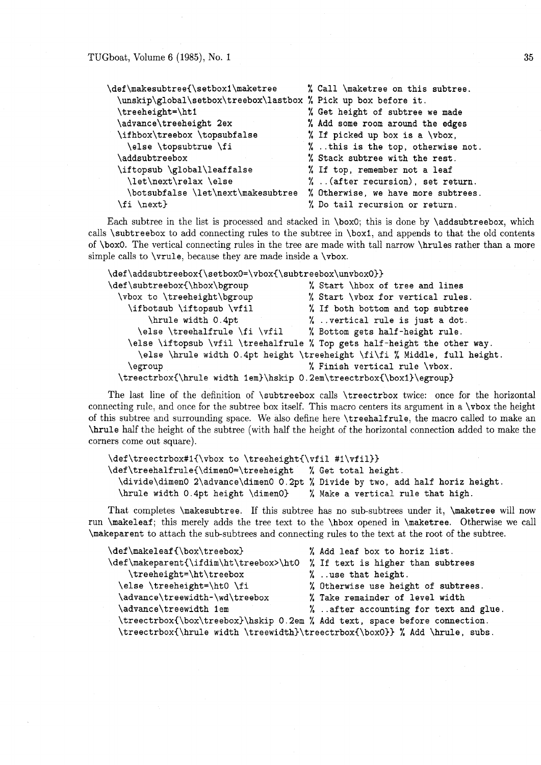```
\def\makesubtree{\setbox1\maketree      % Call \maketree on this subtree.
  \unskip\global\setbox\treebox\lastbox % Pick up box before it.
  \treeheight=\ht1                      % Get height of subtree we made
  \advance\treeheight 2ex               % Add some room around the edges
  \ifhbox\treebox \topsubfalse          % If picked up box is a \vbox,
    \else \topsubtrue \fi               % ..this is the top, otherwise not.
  \addsubtreebox                        % Stack subtree with the rest.
  \iftopsub \global\leaffalse           % If top, remember not a leaf
    \let\next\relax \else               % ..(after recursion), set return.
    \botsubfalse \let\next\makesubtree  % Otherwise, we have more subtrees.
  \fi \next}                            % Do tail recursion or return.
```

Each subtree in the list is processed and stacked in `\box0`; this is done by `\addsubtreebox`, which calls `\subtreebox` to add connecting rules to the subtree in `\box1`, and appends to that the old contents of `\box0`. The vertical connecting rules in the tree are made with tall narrow `\hrule`s rather than a more simple calls to `\vrule`, because they are made inside a `\vbox`.

```
\def\addsubtreebox{\setbox0=\vbox{\subtreebox\unvbox0}}
\def\subtreebox{\hbox\bgroup            % Start \hbox of tree and lines
  \vbox to \treeheight\bgroup           % Start \vbox for vertical rules.
    \ifbotsub \iftopsub \vfil           % If both bottom and top subtree
        \hrule width 0.4pt              % ..vertical rule is just a dot.
      \else \treehalfrule \fi \vfil     % Bottom gets half-height rule.
    \else \iftopsub \vfil \treehalfrule % Top gets half-height the other way.
      \else \hrule width 0.4pt height \treeheight \fi\fi % Middle, full height.
    \egroup                             % Finish vertical rule \vbox.
  \treectrbox{\hrule width 1em}\hskip 0.2em\treectrbox{\box1}\egroup}
```

The last line of the definition of `\subtreebox` calls `\treectrbox` twice: once for the horizontal connecting rule, and once for the subtree box itself. This macro centers its argument in a `\vbox` the height of this subtree and surrounding space. We also define here `\treehalfrule`, the macro called to make an `\hrule` half the height of the subtree (with half the height of the horizontal connection added to make the corners come out square).

```
\def\treectrbox#1{\vbox to \treeheight{\vfil #1\vfil}}
\def\treehalfrule{\dimen0=\treeheight   % Get total height.
  \divide\dimen0 2\advance\dimen0 0.2pt % Divide by two, add half horiz height.
  \hrule width 0.4pt height \dimen0}    % Make a vertical rule that high.
```

That completes `\makesubtree`. If this subtree has no sub-subtrees under it, `\maketree` will now run `\makeleaf`; this merely adds the tree text to the `\hbox` opened in `\maketree`. Otherwise we call `\makeparent` to attach the sub-subtrees and connecting rules to the text at the root of the subtree.

```
\def\makeleaf{\box\treebox}             % Add leaf box to horiz list.
\def\makeparent{\ifdim\ht\treebox>\ht0  % If text is higher than subtrees
    \treeheight=\ht\treebox             % ..use that height.
  \else \treeheight=\ht0 \fi            % Otherwise use height of subtrees.
  \advance\treewidth-\wd\treebox        % Take remainder of level width
  \advance\treewidth 1em                % ..after accounting for text and glue.
  \treectrbox{\box\treebox}\hskip 0.2em % Add text, space before connection.
  \treectrbox{\hrule width \treewidth}\treectrbox{\box0}} % Add \hrule, subs.
```